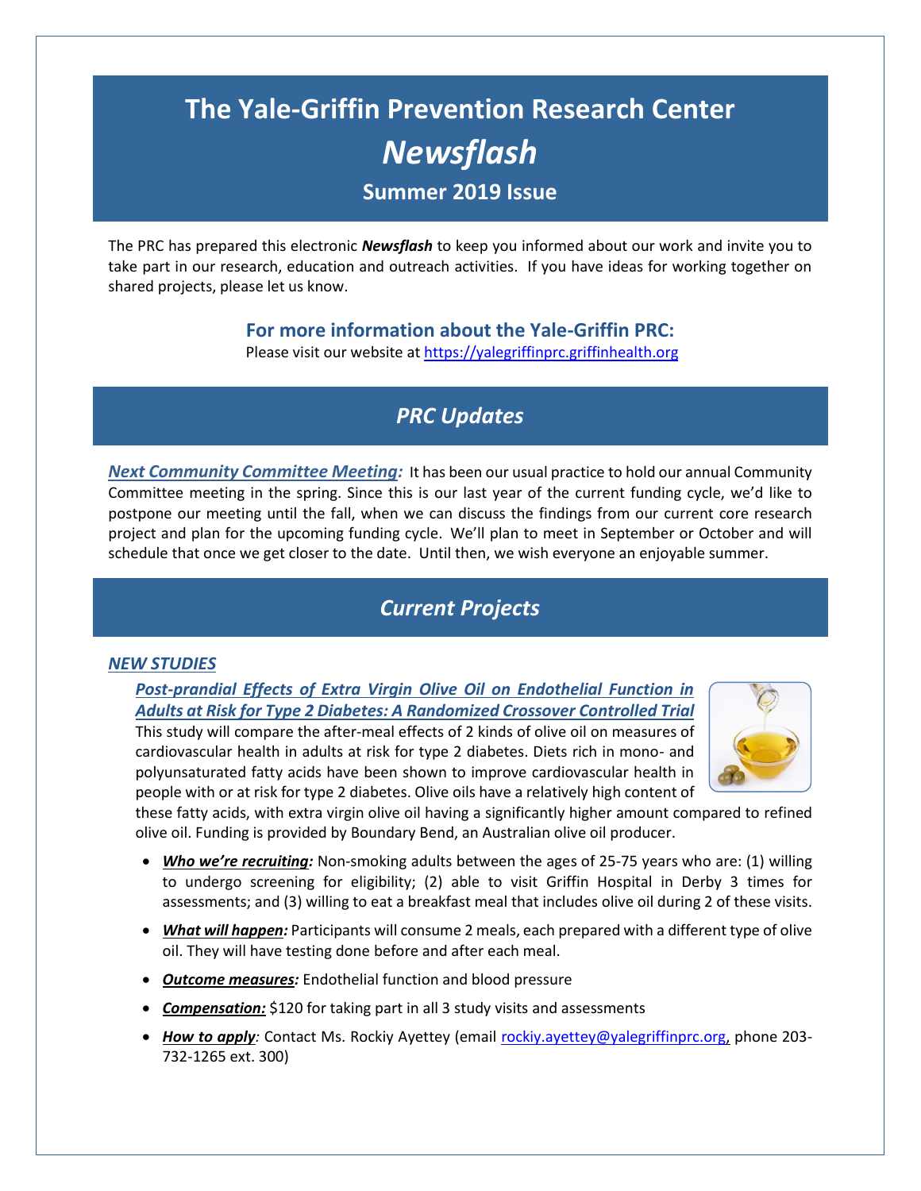# The Yale-Griffin Prevention Research Center

# *Newsflash*

## Summer 2019 Issue

The PRC has prepared this electronic ***Newsflash*** to keep you informed about our work and invite you to take part in our research, education and outreach activities. If you have ideas for working together on shared projects, please let us know.

### For more information about the Yale-Griffin PRC:

Please visit our website at https://yalegriffinprc.griffinhealth.org

## *PRC Updates*

***Next Community Committee Meeting:*** It has been our usual practice to hold our annual Community Committee meeting in the spring. Since this is our last year of the current funding cycle, we'd like to postpone our meeting until the fall, when we can discuss the findings from our current core research project and plan for the upcoming funding cycle. We'll plan to meet in September or October and will schedule that once we get closer to the date. Until then, we wish everyone an enjoyable summer.

## *Current Projects*

### *NEW STUDIES*

#### ***Post-prandial Effects of Extra Virgin Olive Oil on Endothelial Function in Adults at Risk for Type 2 Diabetes: A Randomized Crossover Controlled Trial***

This study will compare the after-meal effects of 2 kinds of olive oil on measures of cardiovascular health in adults at risk for type 2 diabetes. Diets rich in mono- and polyunsaturated fatty acids have been shown to improve cardiovascular health in people with or at risk for type 2 diabetes. Olive oils have a relatively high content of these fatty acids, with extra virgin olive oil having a significantly higher amount compared to refined olive oil. Funding is provided by Boundary Bend, an Australian olive oil producer.

- ***Who we're recruiting:*** Non-smoking adults between the ages of 25-75 years who are: (1) willing to undergo screening for eligibility; (2) able to visit Griffin Hospital in Derby 3 times for assessments; and (3) willing to eat a breakfast meal that includes olive oil during 2 of these visits.
- ***What will happen:*** Participants will consume 2 meals, each prepared with a different type of olive oil. They will have testing done before and after each meal.
- ***Outcome measures:*** Endothelial function and blood pressure
- ***Compensation:*** $120 for taking part in all 3 study visits and assessments
- ***How to apply:*** Contact Ms. Rockiy Ayettey (email rockiy.ayettey@yalegriffinprc.org, phone 203-732-1265 ext. 300)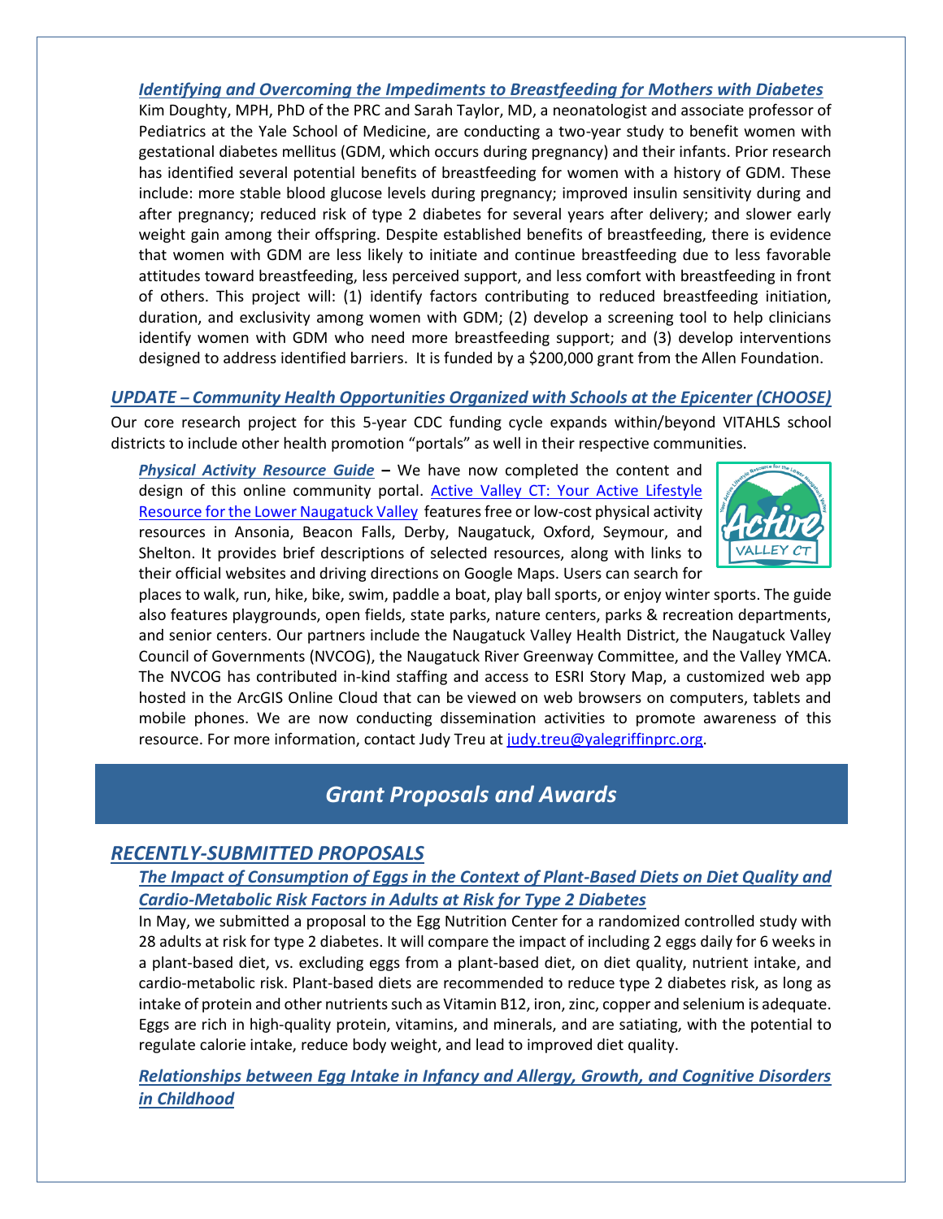### *Identifying and Overcoming the Impediments to Breastfeeding for Mothers with Diabetes*

Kim Doughty, MPH, PhD of the PRC and Sarah Taylor, MD, a neonatologist and associate professor of Pediatrics at the Yale School of Medicine, are conducting a two-year study to benefit women with gestational diabetes mellitus (GDM, which occurs during pregnancy) and their infants. Prior research has identified several potential benefits of breastfeeding for women with a history of GDM. These include: more stable blood glucose levels during pregnancy; improved insulin sensitivity during and after pregnancy; reduced risk of type 2 diabetes for several years after delivery; and slower early weight gain among their offspring. Despite established benefits of breastfeeding, there is evidence that women with GDM are less likely to initiate and continue breastfeeding due to less favorable attitudes toward breastfeeding, less perceived support, and less comfort with breastfeeding in front of others. This project will: (1) identify factors contributing to reduced breastfeeding initiation, duration, and exclusivity among women with GDM; (2) develop a screening tool to help clinicians identify women with GDM who need more breastfeeding support; and (3) develop interventions designed to address identified barriers. It is funded by a $200,000 grant from the Allen Foundation.

### *UPDATE – Community Health Opportunities Organized with Schools at the Epicenter (CHOOSE)*

Our core research project for this 5-year CDC funding cycle expands within/beyond VITAHLS school districts to include other health promotion "portals" as well in their respective communities.

***Physical Activity Resource Guide*** **–** We have now completed the content and design of this online community portal. Active Valley CT: Your Active Lifestyle Resource for the Lower Naugatuck Valley features free or low-cost physical activity resources in Ansonia, Beacon Falls, Derby, Naugatuck, Oxford, Seymour, and Shelton. It provides brief descriptions of selected resources, along with links to their official websites and driving directions on Google Maps. Users can search for places to walk, run, hike, bike, swim, paddle a boat, play ball sports, or enjoy winter sports. The guide also features playgrounds, open fields, state parks, nature centers, parks & recreation departments, and senior centers. Our partners include the Naugatuck Valley Health District, the Naugatuck Valley Council of Governments (NVCOG), the Naugatuck River Greenway Committee, and the Valley YMCA. The NVCOG has contributed in-kind staffing and access to ESRI Story Map, a customized web app hosted in the ArcGIS Online Cloud that can be viewed on web browsers on computers, tablets and mobile phones. We are now conducting dissemination activities to promote awareness of this resource. For more information, contact Judy Treu at judy.treu@yalegriffinprc.org.

## *Grant Proposals and Awards*

### *RECENTLY-SUBMITTED PROPOSALS*

#### *The Impact of Consumption of Eggs in the Context of Plant-Based Diets on Diet Quality and Cardio-Metabolic Risk Factors in Adults at Risk for Type 2 Diabetes*

In May, we submitted a proposal to the Egg Nutrition Center for a randomized controlled study with 28 adults at risk for type 2 diabetes. It will compare the impact of including 2 eggs daily for 6 weeks in a plant-based diet, vs. excluding eggs from a plant-based diet, on diet quality, nutrient intake, and cardio-metabolic risk. Plant-based diets are recommended to reduce type 2 diabetes risk, as long as intake of protein and other nutrients such as Vitamin B12, iron, zinc, copper and selenium is adequate. Eggs are rich in high-quality protein, vitamins, and minerals, and are satiating, with the potential to regulate calorie intake, reduce body weight, and lead to improved diet quality.

#### *Relationships between Egg Intake in Infancy and Allergy, Growth, and Cognitive Disorders in Childhood*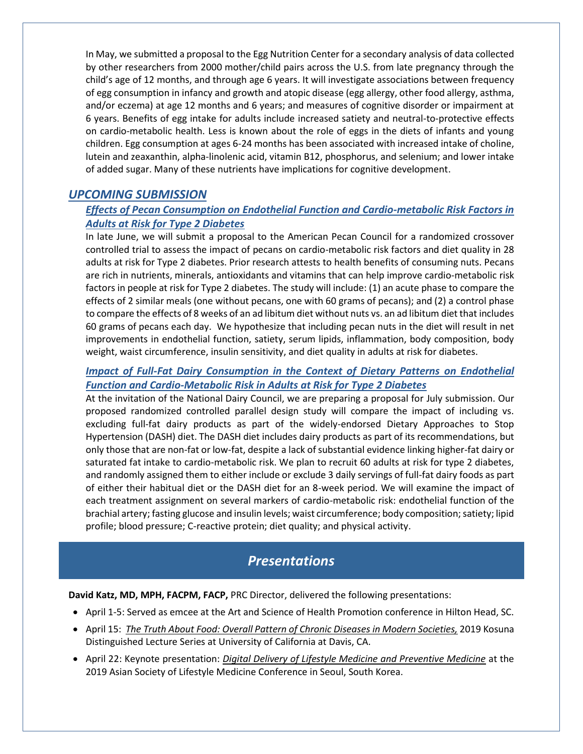In May, we submitted a proposal to the Egg Nutrition Center for a secondary analysis of data collected by other researchers from 2000 mother/child pairs across the U.S. from late pregnancy through the child's age of 12 months, and through age 6 years. It will investigate associations between frequency of egg consumption in infancy and growth and atopic disease (egg allergy, other food allergy, asthma, and/or eczema) at age 12 months and 6 years; and measures of cognitive disorder or impairment at 6 years. Benefits of egg intake for adults include increased satiety and neutral-to-protective effects on cardio-metabolic health. Less is known about the role of eggs in the diets of infants and young children. Egg consumption at ages 6-24 months has been associated with increased intake of choline, lutein and zeaxanthin, alpha-linolenic acid, vitamin B12, phosphorus, and selenium; and lower intake of added sugar. Many of these nutrients have implications for cognitive development.

## *UPCOMING SUBMISSION*

### *Effects of Pecan Consumption on Endothelial Function and Cardio-metabolic Risk Factors in Adults at Risk for Type 2 Diabetes*

In late June, we will submit a proposal to the American Pecan Council for a randomized crossover controlled trial to assess the impact of pecans on cardio-metabolic risk factors and diet quality in 28 adults at risk for Type 2 diabetes. Prior research attests to health benefits of consuming nuts. Pecans are rich in nutrients, minerals, antioxidants and vitamins that can help improve cardio-metabolic risk factors in people at risk for Type 2 diabetes. The study will include: (1) an acute phase to compare the effects of 2 similar meals (one without pecans, one with 60 grams of pecans); and (2) a control phase to compare the effects of 8 weeks of an ad libitum diet without nuts vs. an ad libitum diet that includes 60 grams of pecans each day. We hypothesize that including pecan nuts in the diet will result in net improvements in endothelial function, satiety, serum lipids, inflammation, body composition, body weight, waist circumference, insulin sensitivity, and diet quality in adults at risk for diabetes.

### *Impact of Full-Fat Dairy Consumption in the Context of Dietary Patterns on Endothelial Function and Cardio-Metabolic Risk in Adults at Risk for Type 2 Diabetes*

At the invitation of the National Dairy Council, we are preparing a proposal for July submission. Our proposed randomized controlled parallel design study will compare the impact of including vs. excluding full-fat dairy products as part of the widely-endorsed Dietary Approaches to Stop Hypertension (DASH) diet. The DASH diet includes dairy products as part of its recommendations, but only those that are non-fat or low-fat, despite a lack of substantial evidence linking higher-fat dairy or saturated fat intake to cardio-metabolic risk. We plan to recruit 60 adults at risk for type 2 diabetes, and randomly assigned them to either include or exclude 3 daily servings of full-fat dairy foods as part of either their habitual diet or the DASH diet for an 8-week period. We will examine the impact of each treatment assignment on several markers of cardio-metabolic risk: endothelial function of the brachial artery; fasting glucose and insulin levels; waist circumference; body composition; satiety; lipid profile; blood pressure; C-reactive protein; diet quality; and physical activity.

# *Presentations*

**David Katz, MD, MPH, FACPM, FACP,** PRC Director, delivered the following presentations:

- April 1-5: Served as emcee at the Art and Science of Health Promotion conference in Hilton Head, SC.
- April 15: *The Truth About Food: Overall Pattern of Chronic Diseases in Modern Societies,* 2019 Kosuna Distinguished Lecture Series at University of California at Davis, CA.
- April 22: Keynote presentation: *Digital Delivery of Lifestyle Medicine and Preventive Medicine* at the 2019 Asian Society of Lifestyle Medicine Conference in Seoul, South Korea.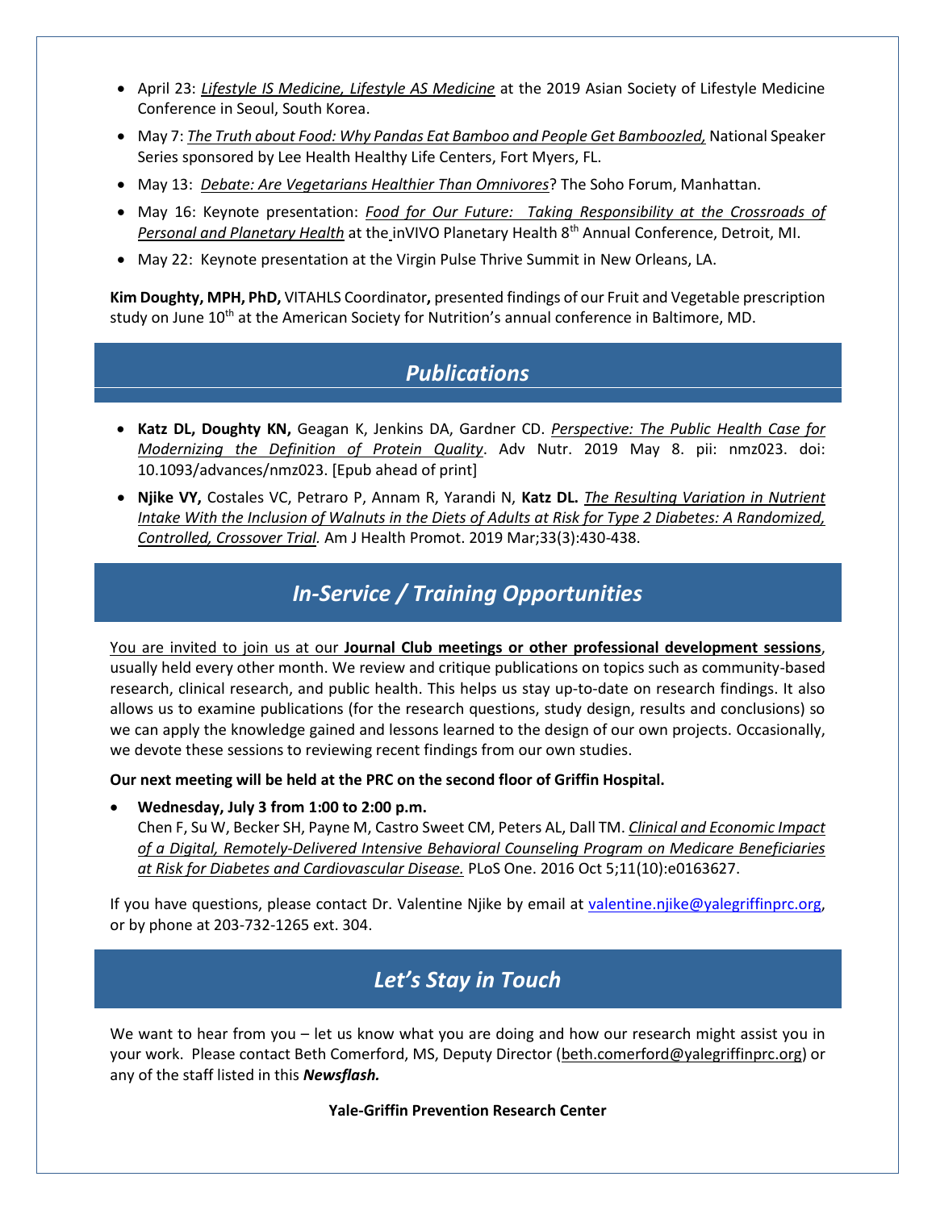- April 23: *Lifestyle IS Medicine, Lifestyle AS Medicine* at the 2019 Asian Society of Lifestyle Medicine Conference in Seoul, South Korea.
- May 7: *The Truth about Food: Why Pandas Eat Bamboo and People Get Bamboozled,* National Speaker Series sponsored by Lee Health Healthy Life Centers, Fort Myers, FL.
- May 13: *Debate: Are Vegetarians Healthier Than Omnivores*? The Soho Forum, Manhattan.
- May 16: Keynote presentation: *Food for Our Future: Taking Responsibility at the Crossroads of Personal and Planetary Health* at the inVIVO Planetary Health 8th Annual Conference, Detroit, MI.
- May 22: Keynote presentation at the Virgin Pulse Thrive Summit in New Orleans, LA.

**Kim Doughty, MPH, PhD,** VITAHLS Coordinator**,** presented findings of our Fruit and Vegetable prescription study on June 10th at the American Society for Nutrition's annual conference in Baltimore, MD.

## *Publications*

- **Katz DL, Doughty KN,** Geagan K, Jenkins DA, Gardner CD. *Perspective: The Public Health Case for Modernizing the Definition of Protein Quality*. Adv Nutr. 2019 May 8. pii: nmz023. doi: 10.1093/advances/nmz023. [Epub ahead of print]
- **Njike VY,** Costales VC, Petraro P, Annam R, Yarandi N, **Katz DL.** *The Resulting Variation in Nutrient Intake With the Inclusion of Walnuts in the Diets of Adults at Risk for Type 2 Diabetes: A Randomized, Controlled, Crossover Trial.* Am J Health Promot. 2019 Mar;33(3):430-438.

## *In-Service / Training Opportunities*

You are invited to join us at our **Journal Club meetings or other professional development sessions**, usually held every other month. We review and critique publications on topics such as community-based research, clinical research, and public health. This helps us stay up-to-date on research findings. It also allows us to examine publications (for the research questions, study design, results and conclusions) so we can apply the knowledge gained and lessons learned to the design of our own projects. Occasionally, we devote these sessions to reviewing recent findings from our own studies.

**Our next meeting will be held at the PRC on the second floor of Griffin Hospital.**

- **Wednesday, July 3 from 1:00 to 2:00 p.m.**
  Chen F, Su W, Becker SH, Payne M, Castro Sweet CM, Peters AL, Dall TM. *Clinical and Economic Impact of a Digital, Remotely-Delivered Intensive Behavioral Counseling Program on Medicare Beneficiaries at Risk for Diabetes and Cardiovascular Disease.* PLoS One. 2016 Oct 5;11(10):e0163627.

If you have questions, please contact Dr. Valentine Njike by email at valentine.njike@yalegriffinprc.org, or by phone at 203-732-1265 ext. 304.

## *Let's Stay in Touch*

We want to hear from you – let us know what you are doing and how our research might assist you in your work. Please contact Beth Comerford, MS, Deputy Director (beth.comerford@yalegriffinprc.org) or any of the staff listed in this ***Newsflash.***

**Yale-Griffin Prevention Research Center**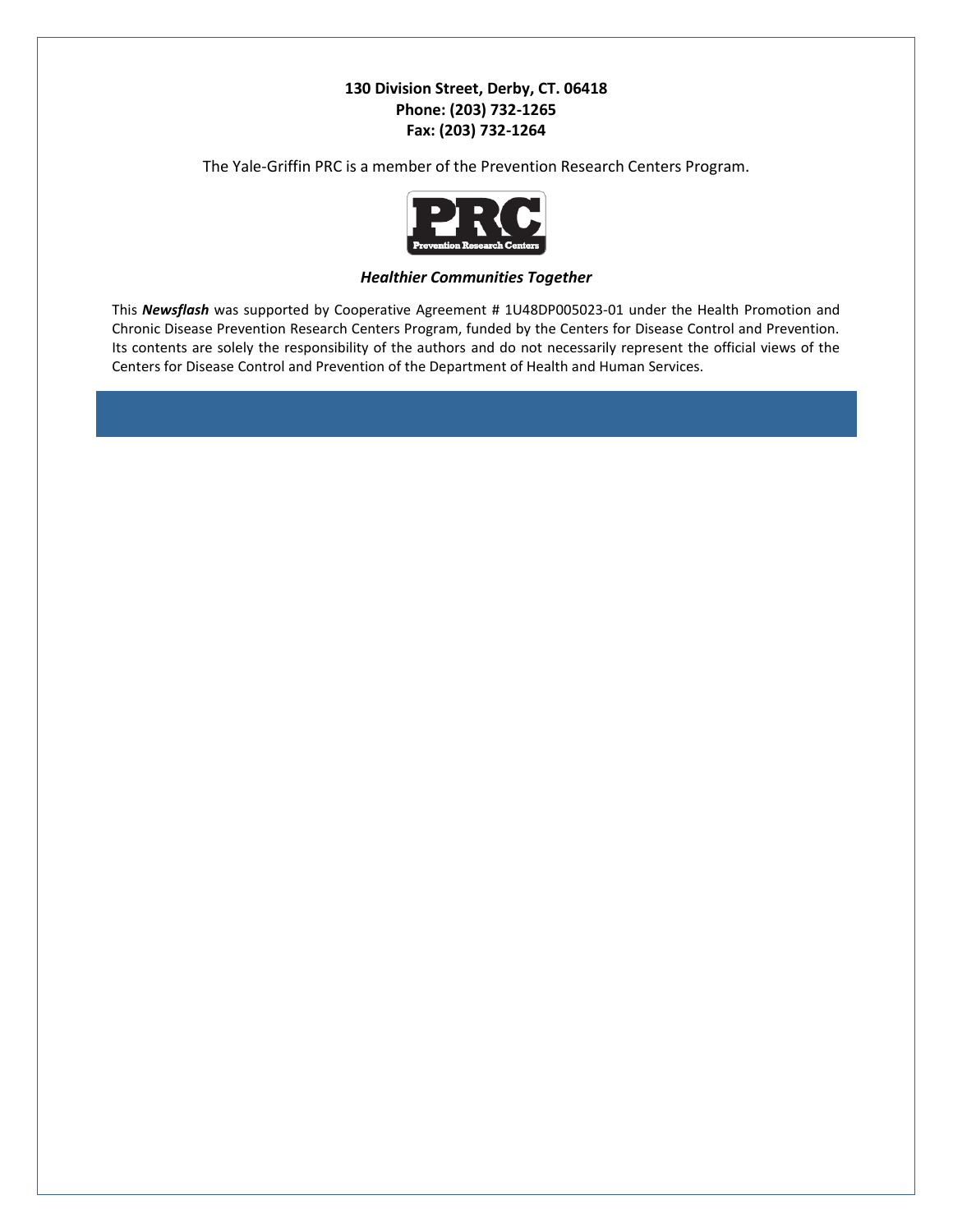**130 Division Street, Derby, CT. 06418**
**Phone: (203) 732-1265**
**Fax: (203) 732-1264**

The Yale-Griffin PRC is a member of the Prevention Research Centers Program.

***Healthier Communities Together***

This ***Newsflash*** was supported by Cooperative Agreement # 1U48DP005023-01 under the Health Promotion and Chronic Disease Prevention Research Centers Program, funded by the Centers for Disease Control and Prevention. Its contents are solely the responsibility of the authors and do not necessarily represent the official views of the Centers for Disease Control and Prevention of the Department of Health and Human Services.